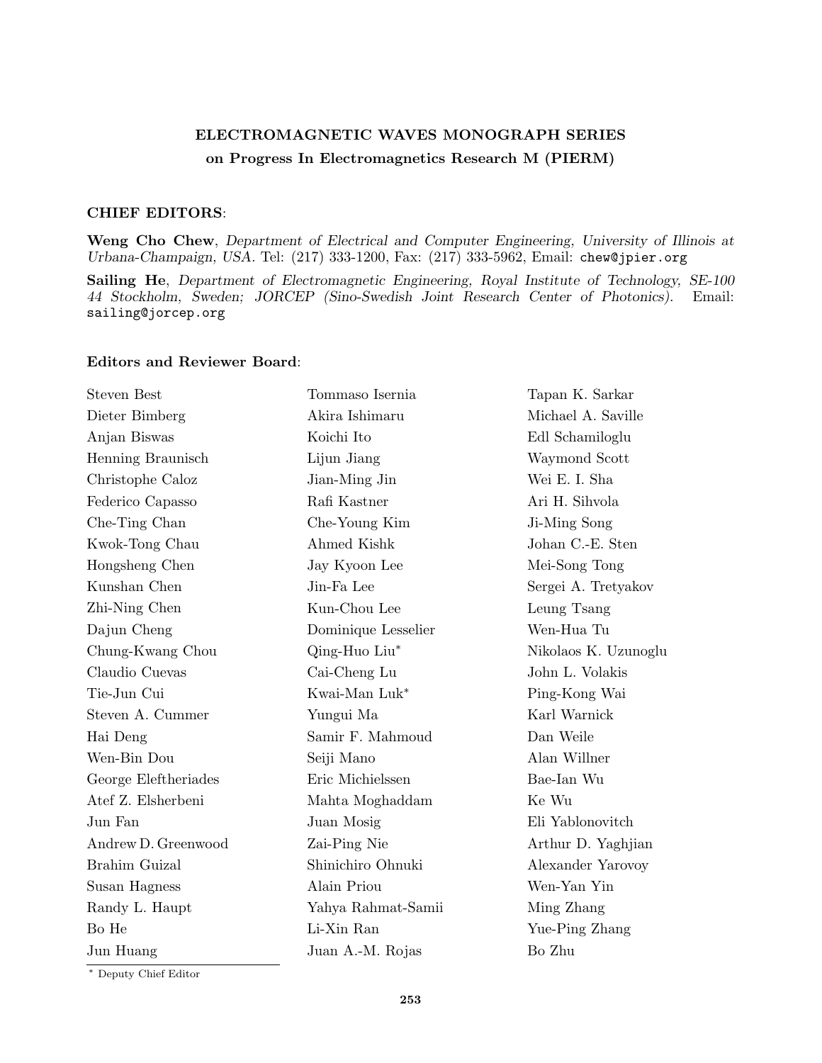## ELECTROMAGNETIC WAVES MONOGRAPH SERIES

### on Progress In Electromagnetics Research M (PIERM)

**CHIEF EDITORS**:

**Weng Cho Chew**, *Department of Electrical and Computer Engineering, University of Illinois at Urbana-Champaign, USA.* Tel: (217) 333-1200, Fax: (217) 333-5962, Email: chew@jpier.org

**Sailing He**, *Department of Electromagnetic Engineering, Royal Institute of Technology, SE-100 44 Stockholm, Sweden; JORCEP (Sino-Swedish Joint Research Center of Photonics).* Email: sailing@jorcep.org

**Editors and Reviewer Board**:

Steven Best
Dieter Bimberg
Anjan Biswas
Henning Braunisch
Christophe Caloz
Federico Capasso
Che-Ting Chan
Kwok-Tong Chau
Hongsheng Chen
Kunshan Chen
Zhi-Ning Chen
Dajun Cheng
Chung-Kwang Chou
Claudio Cuevas
Tie-Jun Cui
Steven A. Cummer
Hai Deng
Wen-Bin Dou
George Eleftheriades
Atef Z. Elsherbeni
Jun Fan
Andrew D. Greenwood
Brahim Guizal
Susan Hagness
Randy L. Haupt
Bo He
Jun Huang
Tommaso Isernia
Akira Ishimaru
Koichi Ito
Lijun Jiang
Jian-Ming Jin
Rafi Kastner
Che-Young Kim
Ahmed Kishk
Jay Kyoon Lee
Jin-Fa Lee
Kun-Chou Lee
Dominique Lesselier
Qing-Huo Liu*
Cai-Cheng Lu
Kwai-Man Luk*
Yungui Ma
Samir F. Mahmoud
Seiji Mano
Eric Michielssen
Mahta Moghaddam
Juan Mosig
Zai-Ping Nie
Shinichiro Ohnuki
Alain Priou
Yahya Rahmat-Samii
Li-Xin Ran
Juan A.-M. Rojas
Tapan K. Sarkar
Michael A. Saville
Edl Schamiloglu
Waymond Scott
Wei E. I. Sha
Ari H. Sihvola
Ji-Ming Song
Johan C.-E. Sten
Mei-Song Tong
Sergei A. Tretyakov
Leung Tsang
Wen-Hua Tu
Nikolaos K. Uzunoglu
John L. Volakis
Ping-Kong Wai
Karl Warnick
Dan Weile
Alan Willner
Bae-Ian Wu
Ke Wu
Eli Yablonovitch
Arthur D. Yaghjian
Alexander Yarovoy
Wen-Yan Yin
Ming Zhang
Yue-Ping Zhang
Bo Zhu

* Deputy Chief Editor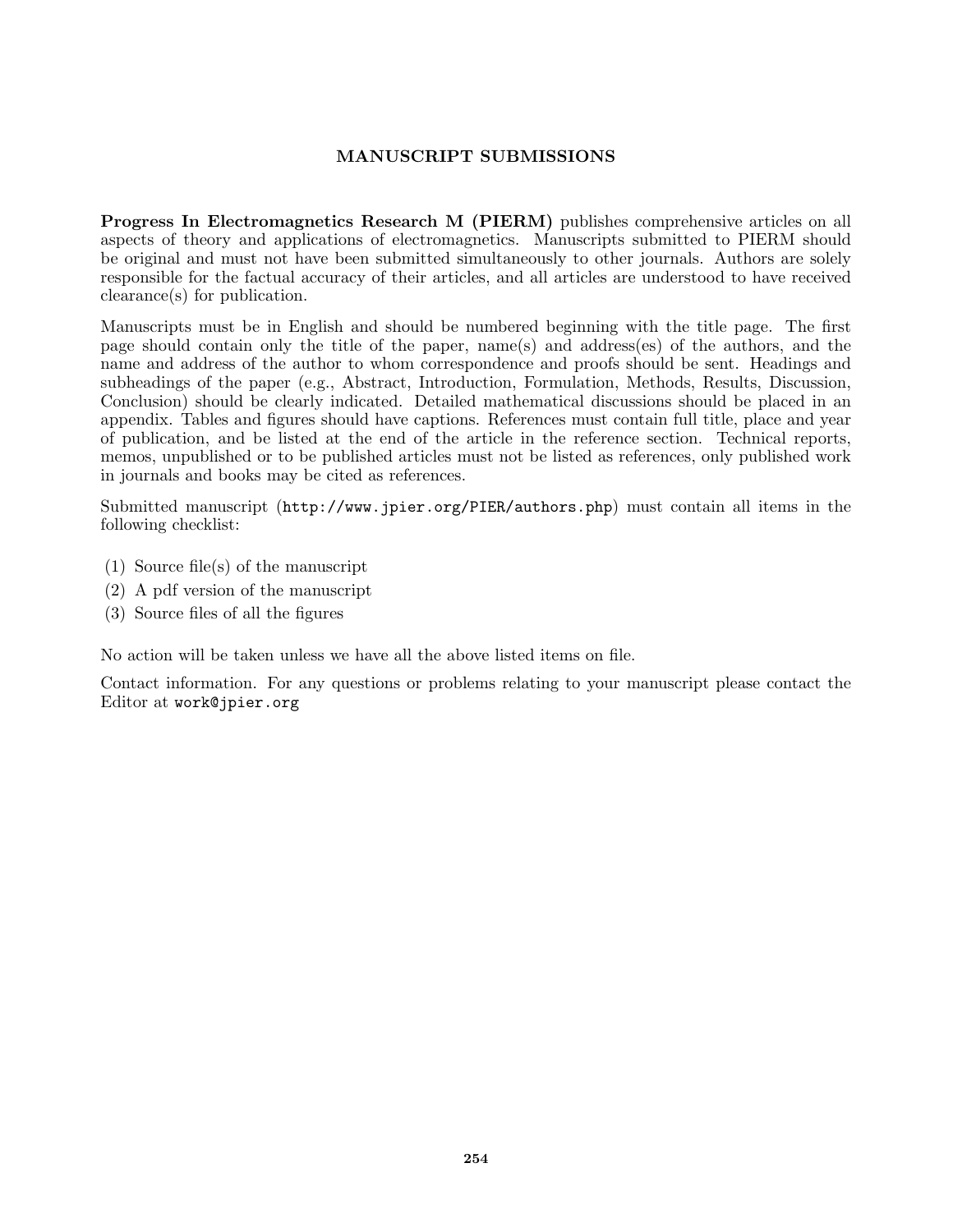# MANUSCRIPT SUBMISSIONS

**Progress In Electromagnetics Research M (PIERM)** publishes comprehensive articles on all aspects of theory and applications of electromagnetics. Manuscripts submitted to PIERM should be original and must not have been submitted simultaneously to other journals. Authors are solely responsible for the factual accuracy of their articles, and all articles are understood to have received clearance(s) for publication.

Manuscripts must be in English and should be numbered beginning with the title page. The first page should contain only the title of the paper, name(s) and address(es) of the authors, and the name and address of the author to whom correspondence and proofs should be sent. Headings and subheadings of the paper (e.g., Abstract, Introduction, Formulation, Methods, Results, Discussion, Conclusion) should be clearly indicated. Detailed mathematical discussions should be placed in an appendix. Tables and figures should have captions. References must contain full title, place and year of publication, and be listed at the end of the article in the reference section. Technical reports, memos, unpublished or to be published articles must not be listed as references, only published work in journals and books may be cited as references.

Submitted manuscript (`http://www.jpier.org/PIER/authors.php`) must contain all items in the following checklist:

(1) Source file(s) of the manuscript
(2) A pdf version of the manuscript
(3) Source files of all the figures

No action will be taken unless we have all the above listed items on file.

Contact information. For any questions or problems relating to your manuscript please contact the Editor at `work@jpier.org`